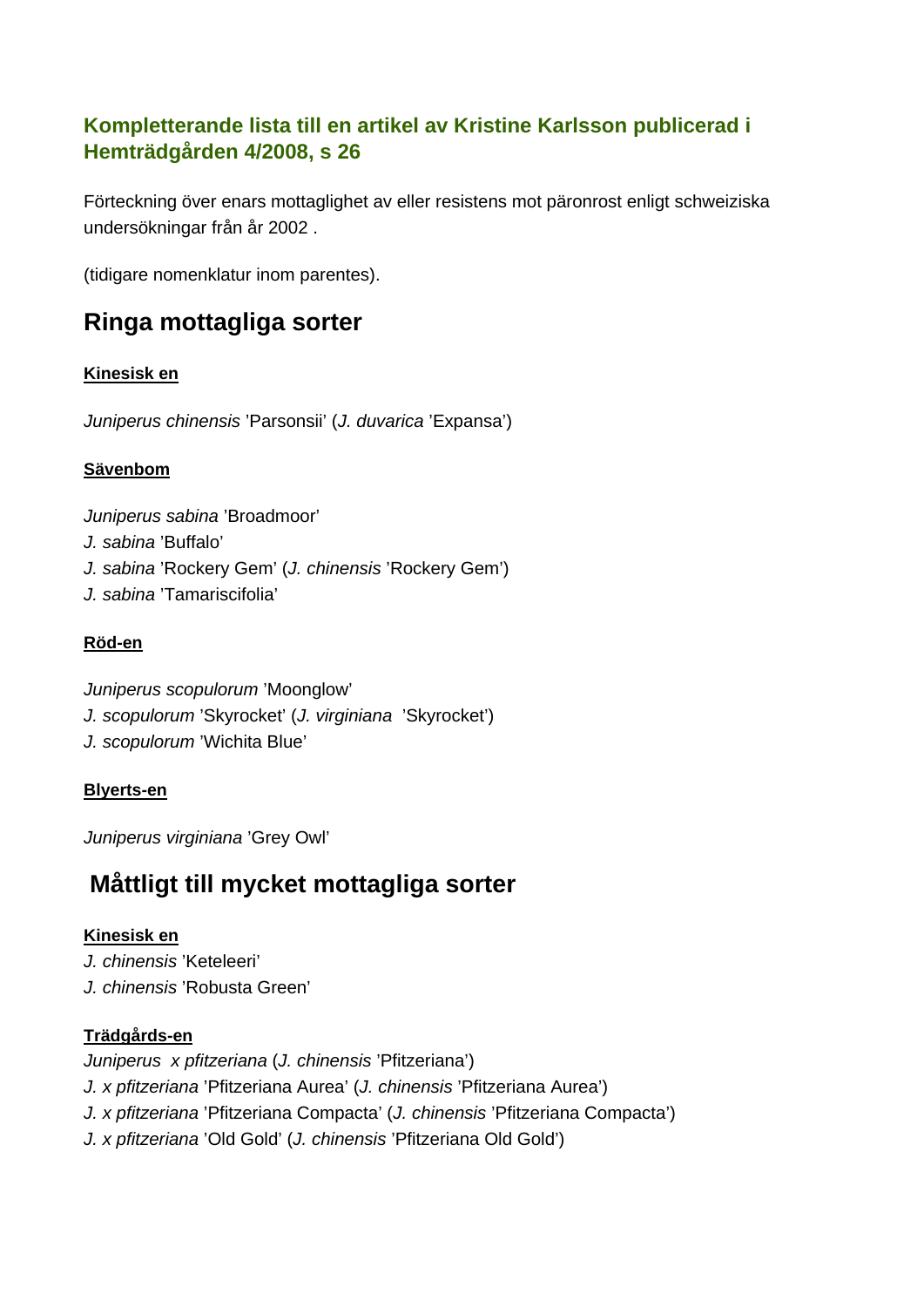**Kompletterande lista till en artikel av Kristine Karlsson publicerad i Hemträdgården 4/2008, s 26**

Förteckning över enars mottaglighet av eller resistens mot päronrost enligt schweiziska undersökningar från år 2002 .

(tidigare nomenklatur inom parentes).

## Ringa mottagliga sorter

**Kinesisk en**

*Juniperus chinensis* ’Parsonsii’ (*J. duvarica* ’Expansa’)

**Sävenbom**

*Juniperus sabina* ’Broadmoor’
*J. sabina* ’Buffalo’
*J. sabina* ’Rockery Gem’ (*J. chinensis* ’Rockery Gem’)
*J. sabina* ’Tamariscifolia’

**Röd-en**

*Juniperus scopulorum* ’Moonglow’
*J. scopulorum* ’Skyrocket’ (*J. virginiana* ’Skyrocket’)
*J. scopulorum* ’Wichita Blue’

**Blyerts-en**

*Juniperus virginiana* ’Grey Owl’

## Måttligt till mycket mottagliga sorter

**Kinesisk en**
*J. chinensis* ’Keteleeri’
*J. chinensis* ’Robusta Green’

**Trädgårds-en**
*Juniperus x pfitzeriana* (*J. chinensis* ’Pfitzeriana’)
*J. x pfitzeriana* ’Pfitzeriana Aurea’ (*J. chinensis* ’Pfitzeriana Aurea’)
*J. x pfitzeriana* ’Pfitzeriana Compacta’ (*J. chinensis* ’Pfitzeriana Compacta’)
*J. x pfitzeriana* ’Old Gold’ (*J. chinensis* ’Pfitzeriana Old Gold’)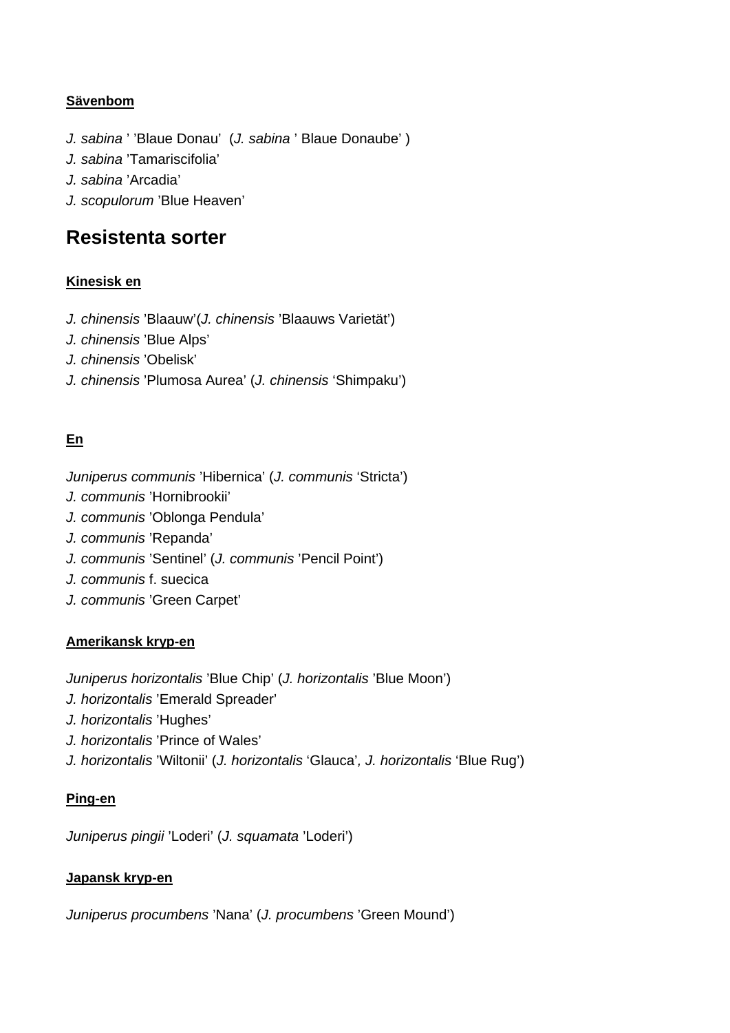**Sävenbom**

*J. sabina* ' 'Blaue Donau'  (*J. sabina* ' Blaue Donaube' )
*J. sabina* 'Tamariscifolia'
*J. sabina* 'Arcadia'
*J. scopulorum* 'Blue Heaven'

## Resistenta sorter

**Kinesisk en**

*J. chinensis* 'Blaauw'(*J. chinensis* 'Blaauws Varietät')
*J. chinensis* 'Blue Alps'
*J. chinensis* 'Obelisk'
*J. chinensis* 'Plumosa Aurea' (*J. chinensis* 'Shimpaku')

**En**

*Juniperus communis* 'Hibernica' (*J. communis* 'Stricta')
*J. communis* 'Hornibrookii'
*J. communis* 'Oblonga Pendula'
*J. communis* 'Repanda'
*J. communis* 'Sentinel' (*J. communis* 'Pencil Point')
*J. communis* f. suecica
*J. communis* 'Green Carpet'

**Amerikansk kryp-en**

*Juniperus horizontalis* 'Blue Chip' (*J. horizontalis* 'Blue Moon')
*J. horizontalis* 'Emerald Spreader'
*J. horizontalis* 'Hughes'
*J. horizontalis* 'Prince of Wales'
*J. horizontalis* 'Wiltonii' (*J. horizontalis* 'Glauca', *J. horizontalis* 'Blue Rug')

**Ping-en**

*Juniperus pingii* 'Loderi' (*J. squamata* 'Loderi')

**Japansk kryp-en**

*Juniperus procumbens* 'Nana' (*J. procumbens* 'Green Mound')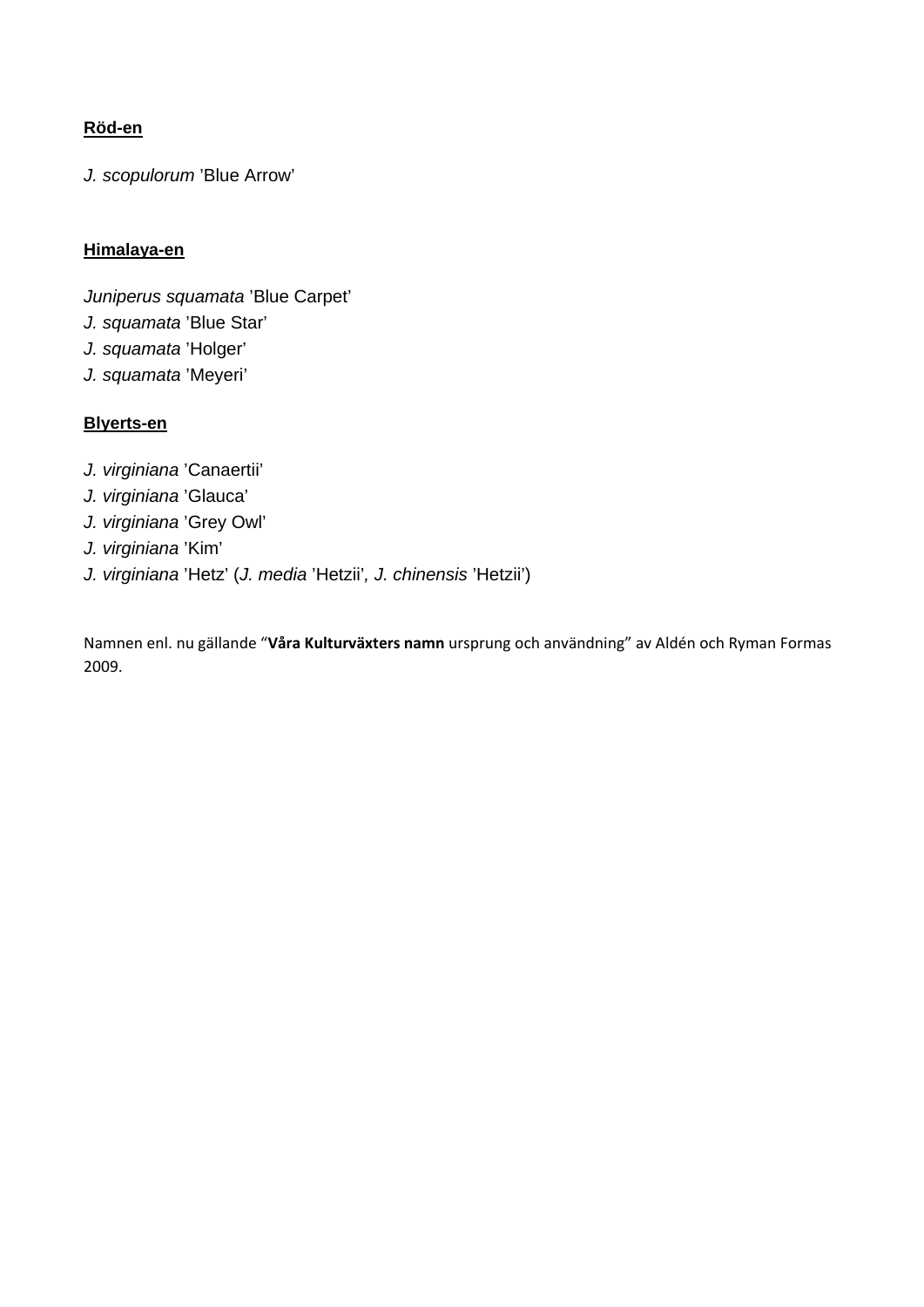**Röd-en**

*J. scopulorum* ’Blue Arrow’

**Himalaya-en**

*Juniperus squamata* ’Blue Carpet’
*J. squamata* ’Blue Star’
*J. squamata* ’Holger’
*J. squamata* ’Meyeri’

**Blyerts-en**

*J. virginiana* ’Canaertii’
*J. virginiana* ’Glauca’
*J. virginiana* ’Grey Owl’
*J. virginiana* ’Kim’
*J. virginiana* ’Hetz’ (*J. media* ’Hetzii’, *J. chinensis* ’Hetzii’)

Namnen enl. nu gällande “**Våra Kulturväxters namn** ursprung och användning” av Aldén och Ryman Formas 2009.